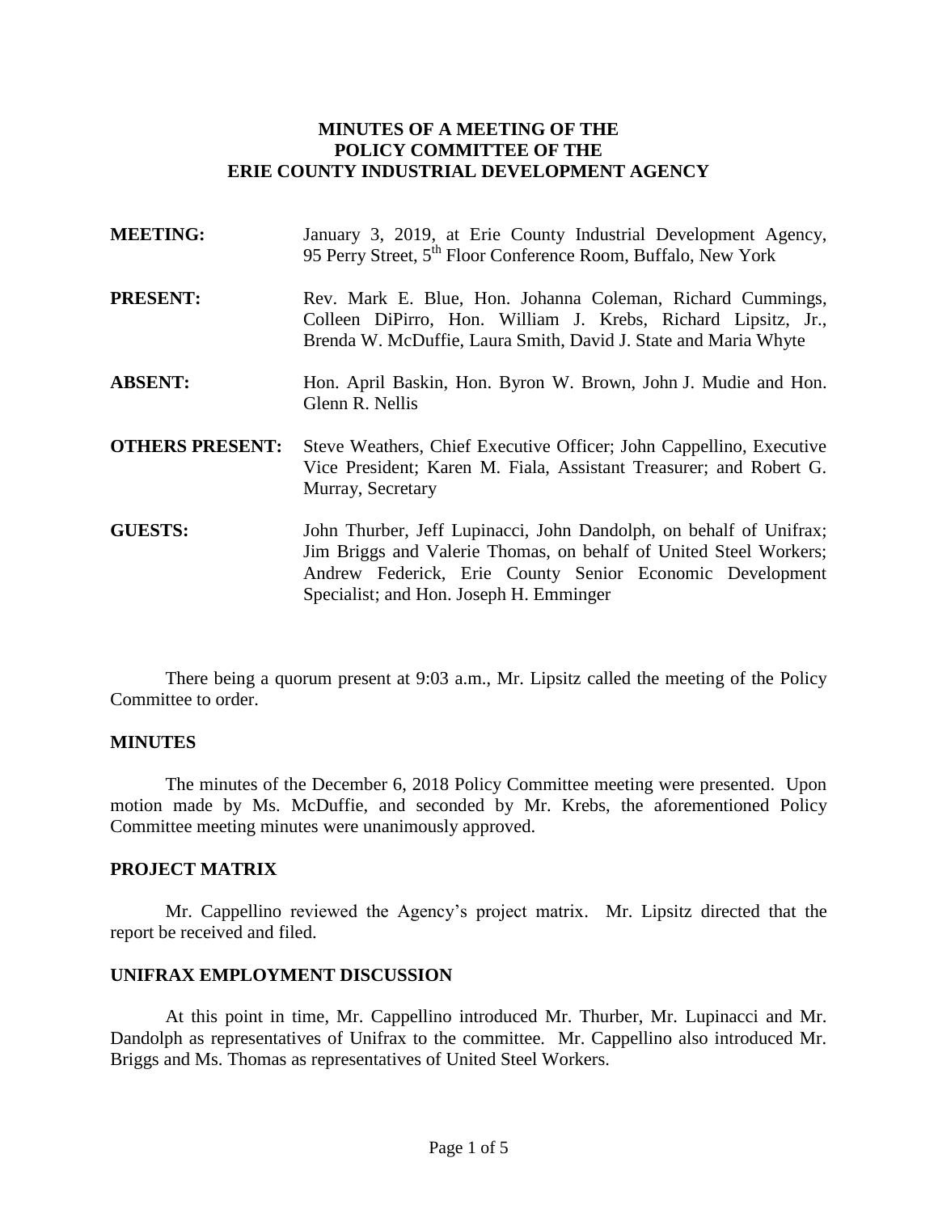# MINUTES OF A MEETING OF THE POLICY COMMITTEE OF THE ERIE COUNTY INDUSTRIAL DEVELOPMENT AGENCY

**MEETING:** January 3, 2019, at Erie County Industrial Development Agency, 95 Perry Street, 5th Floor Conference Room, Buffalo, New York

**PRESENT:** Rev. Mark E. Blue, Hon. Johanna Coleman, Richard Cummings, Colleen DiPirro, Hon. William J. Krebs, Richard Lipsitz, Jr., Brenda W. McDuffie, Laura Smith, David J. State and Maria Whyte

**ABSENT:** Hon. April Baskin, Hon. Byron W. Brown, John J. Mudie and Hon. Glenn R. Nellis

**OTHERS PRESENT:** Steve Weathers, Chief Executive Officer; John Cappellino, Executive Vice President; Karen M. Fiala, Assistant Treasurer; and Robert G. Murray, Secretary

**GUESTS:** John Thurber, Jeff Lupinacci, John Dandolph, on behalf of Unifrax; Jim Briggs and Valerie Thomas, on behalf of United Steel Workers; Andrew Federick, Erie County Senior Economic Development Specialist; and Hon. Joseph H. Emminger

There being a quorum present at 9:03 a.m., Mr. Lipsitz called the meeting of the Policy Committee to order.

## MINUTES

The minutes of the December 6, 2018 Policy Committee meeting were presented. Upon motion made by Ms. McDuffie, and seconded by Mr. Krebs, the aforementioned Policy Committee meeting minutes were unanimously approved.

## PROJECT MATRIX

Mr. Cappellino reviewed the Agency's project matrix. Mr. Lipsitz directed that the report be received and filed.

## UNIFRAX EMPLOYMENT DISCUSSION

At this point in time, Mr. Cappellino introduced Mr. Thurber, Mr. Lupinacci and Mr. Dandolph as representatives of Unifrax to the committee. Mr. Cappellino also introduced Mr. Briggs and Ms. Thomas as representatives of United Steel Workers.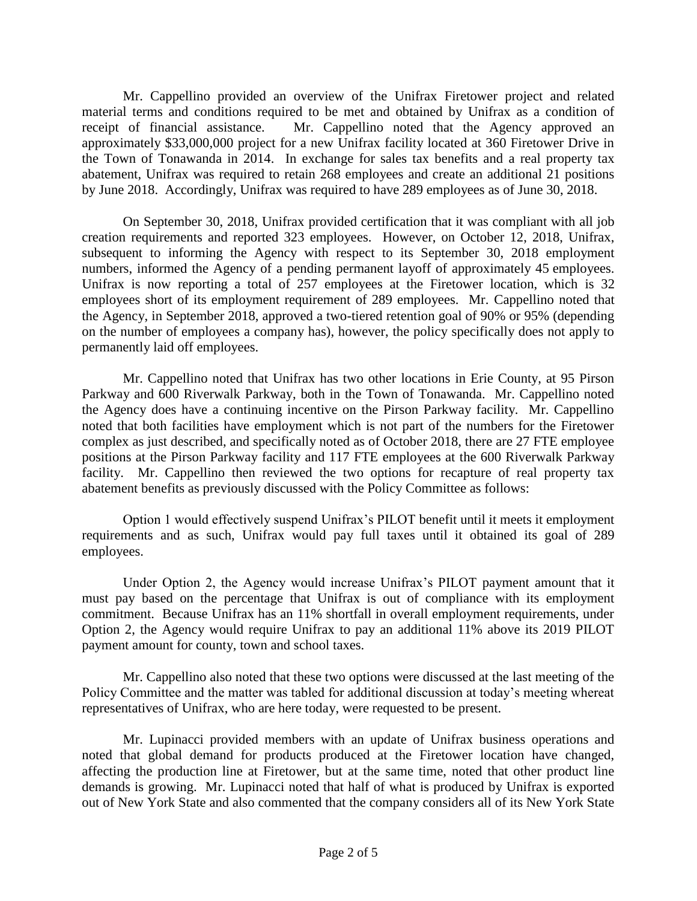Mr. Cappellino provided an overview of the Unifrax Firetower project and related material terms and conditions required to be met and obtained by Unifrax as a condition of receipt of financial assistance. Mr. Cappellino noted that the Agency approved an approximately $33,000,000 project for a new Unifrax facility located at 360 Firetower Drive in the Town of Tonawanda in 2014. In exchange for sales tax benefits and a real property tax abatement, Unifrax was required to retain 268 employees and create an additional 21 positions by June 2018. Accordingly, Unifrax was required to have 289 employees as of June 30, 2018.

On September 30, 2018, Unifrax provided certification that it was compliant with all job creation requirements and reported 323 employees. However, on October 12, 2018, Unifrax, subsequent to informing the Agency with respect to its September 30, 2018 employment numbers, informed the Agency of a pending permanent layoff of approximately 45 employees. Unifrax is now reporting a total of 257 employees at the Firetower location, which is 32 employees short of its employment requirement of 289 employees. Mr. Cappellino noted that the Agency, in September 2018, approved a two-tiered retention goal of 90% or 95% (depending on the number of employees a company has), however, the policy specifically does not apply to permanently laid off employees.

Mr. Cappellino noted that Unifrax has two other locations in Erie County, at 95 Pirson Parkway and 600 Riverwalk Parkway, both in the Town of Tonawanda. Mr. Cappellino noted the Agency does have a continuing incentive on the Pirson Parkway facility. Mr. Cappellino noted that both facilities have employment which is not part of the numbers for the Firetower complex as just described, and specifically noted as of October 2018, there are 27 FTE employee positions at the Pirson Parkway facility and 117 FTE employees at the 600 Riverwalk Parkway facility. Mr. Cappellino then reviewed the two options for recapture of real property tax abatement benefits as previously discussed with the Policy Committee as follows:

Option 1 would effectively suspend Unifrax's PILOT benefit until it meets it employment requirements and as such, Unifrax would pay full taxes until it obtained its goal of 289 employees.

Under Option 2, the Agency would increase Unifrax's PILOT payment amount that it must pay based on the percentage that Unifrax is out of compliance with its employment commitment. Because Unifrax has an 11% shortfall in overall employment requirements, under Option 2, the Agency would require Unifrax to pay an additional 11% above its 2019 PILOT payment amount for county, town and school taxes.

Mr. Cappellino also noted that these two options were discussed at the last meeting of the Policy Committee and the matter was tabled for additional discussion at today's meeting whereat representatives of Unifrax, who are here today, were requested to be present.

Mr. Lupinacci provided members with an update of Unifrax business operations and noted that global demand for products produced at the Firetower location have changed, affecting the production line at Firetower, but at the same time, noted that other product line demands is growing. Mr. Lupinacci noted that half of what is produced by Unifrax is exported out of New York State and also commented that the company considers all of its New York State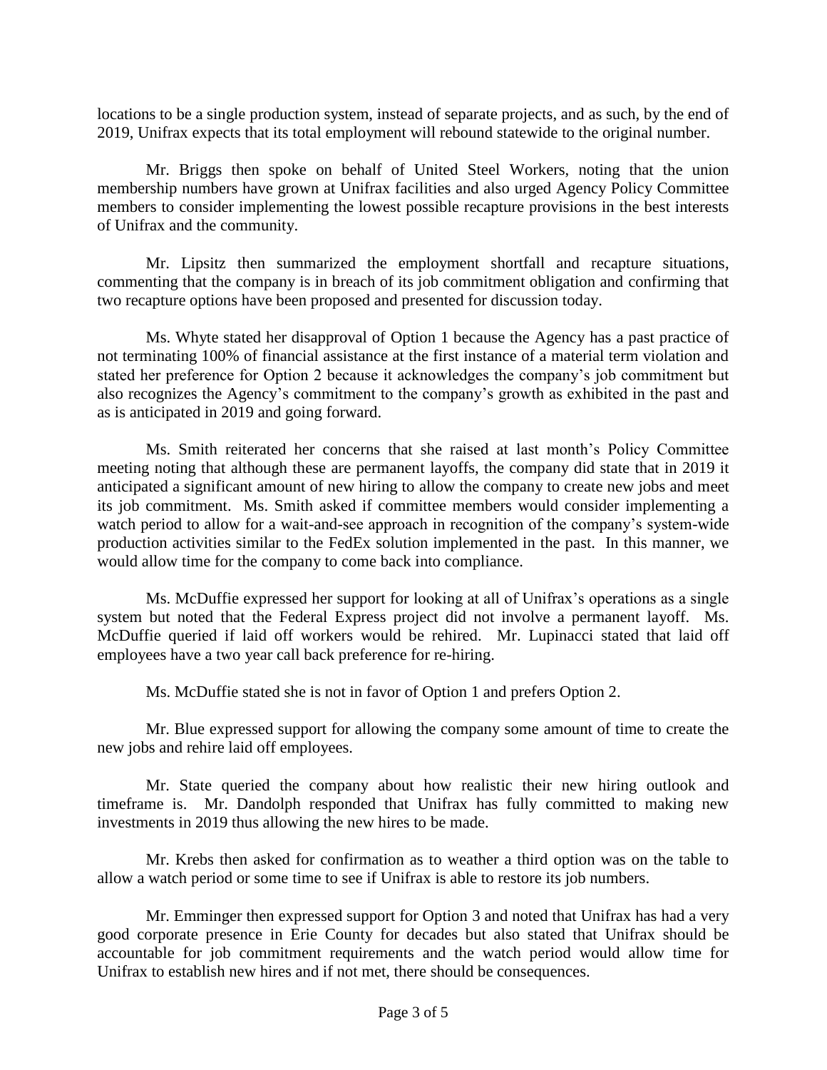locations to be a single production system, instead of separate projects, and as such, by the end of 2019, Unifrax expects that its total employment will rebound statewide to the original number.

Mr. Briggs then spoke on behalf of United Steel Workers, noting that the union membership numbers have grown at Unifrax facilities and also urged Agency Policy Committee members to consider implementing the lowest possible recapture provisions in the best interests of Unifrax and the community.

Mr. Lipsitz then summarized the employment shortfall and recapture situations, commenting that the company is in breach of its job commitment obligation and confirming that two recapture options have been proposed and presented for discussion today.

Ms. Whyte stated her disapproval of Option 1 because the Agency has a past practice of not terminating 100% of financial assistance at the first instance of a material term violation and stated her preference for Option 2 because it acknowledges the company's job commitment but also recognizes the Agency's commitment to the company's growth as exhibited in the past and as is anticipated in 2019 and going forward.

Ms. Smith reiterated her concerns that she raised at last month's Policy Committee meeting noting that although these are permanent layoffs, the company did state that in 2019 it anticipated a significant amount of new hiring to allow the company to create new jobs and meet its job commitment. Ms. Smith asked if committee members would consider implementing a watch period to allow for a wait-and-see approach in recognition of the company's system-wide production activities similar to the FedEx solution implemented in the past. In this manner, we would allow time for the company to come back into compliance.

Ms. McDuffie expressed her support for looking at all of Unifrax's operations as a single system but noted that the Federal Express project did not involve a permanent layoff. Ms. McDuffie queried if laid off workers would be rehired. Mr. Lupinacci stated that laid off employees have a two year call back preference for re-hiring.

Ms. McDuffie stated she is not in favor of Option 1 and prefers Option 2.

Mr. Blue expressed support for allowing the company some amount of time to create the new jobs and rehire laid off employees.

Mr. State queried the company about how realistic their new hiring outlook and timeframe is. Mr. Dandolph responded that Unifrax has fully committed to making new investments in 2019 thus allowing the new hires to be made.

Mr. Krebs then asked for confirmation as to weather a third option was on the table to allow a watch period or some time to see if Unifrax is able to restore its job numbers.

Mr. Emminger then expressed support for Option 3 and noted that Unifrax has had a very good corporate presence in Erie County for decades but also stated that Unifrax should be accountable for job commitment requirements and the watch period would allow time for Unifrax to establish new hires and if not met, there should be consequences.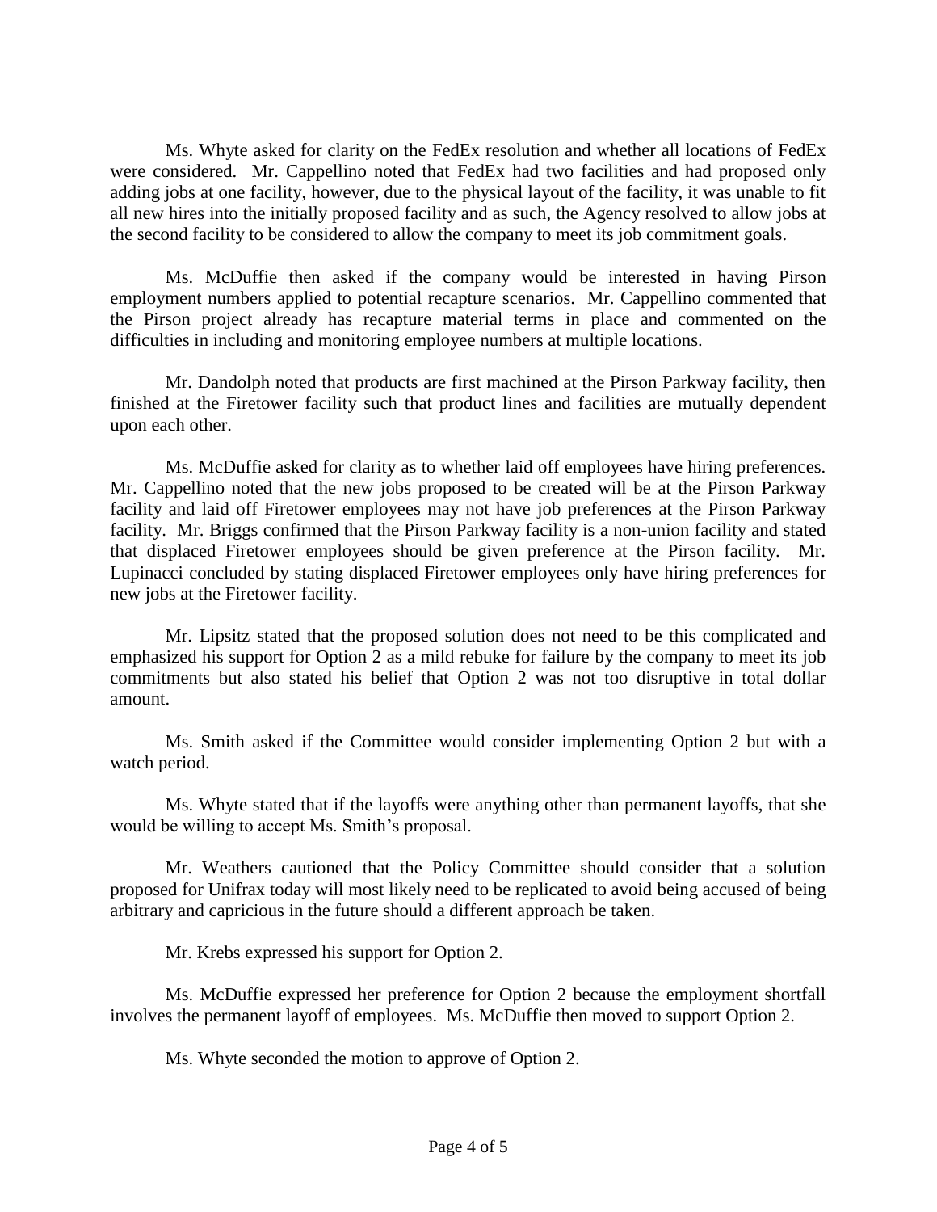Ms. Whyte asked for clarity on the FedEx resolution and whether all locations of FedEx were considered. Mr. Cappellino noted that FedEx had two facilities and had proposed only adding jobs at one facility, however, due to the physical layout of the facility, it was unable to fit all new hires into the initially proposed facility and as such, the Agency resolved to allow jobs at the second facility to be considered to allow the company to meet its job commitment goals.

Ms. McDuffie then asked if the company would be interested in having Pirson employment numbers applied to potential recapture scenarios. Mr. Cappellino commented that the Pirson project already has recapture material terms in place and commented on the difficulties in including and monitoring employee numbers at multiple locations.

Mr. Dandolph noted that products are first machined at the Pirson Parkway facility, then finished at the Firetower facility such that product lines and facilities are mutually dependent upon each other.

Ms. McDuffie asked for clarity as to whether laid off employees have hiring preferences. Mr. Cappellino noted that the new jobs proposed to be created will be at the Pirson Parkway facility and laid off Firetower employees may not have job preferences at the Pirson Parkway facility. Mr. Briggs confirmed that the Pirson Parkway facility is a non-union facility and stated that displaced Firetower employees should be given preference at the Pirson facility. Mr. Lupinacci concluded by stating displaced Firetower employees only have hiring preferences for new jobs at the Firetower facility.

Mr. Lipsitz stated that the proposed solution does not need to be this complicated and emphasized his support for Option 2 as a mild rebuke for failure by the company to meet its job commitments but also stated his belief that Option 2 was not too disruptive in total dollar amount.

Ms. Smith asked if the Committee would consider implementing Option 2 but with a watch period.

Ms. Whyte stated that if the layoffs were anything other than permanent layoffs, that she would be willing to accept Ms. Smith's proposal.

Mr. Weathers cautioned that the Policy Committee should consider that a solution proposed for Unifrax today will most likely need to be replicated to avoid being accused of being arbitrary and capricious in the future should a different approach be taken.

Mr. Krebs expressed his support for Option 2.

Ms. McDuffie expressed her preference for Option 2 because the employment shortfall involves the permanent layoff of employees. Ms. McDuffie then moved to support Option 2.

Ms. Whyte seconded the motion to approve of Option 2.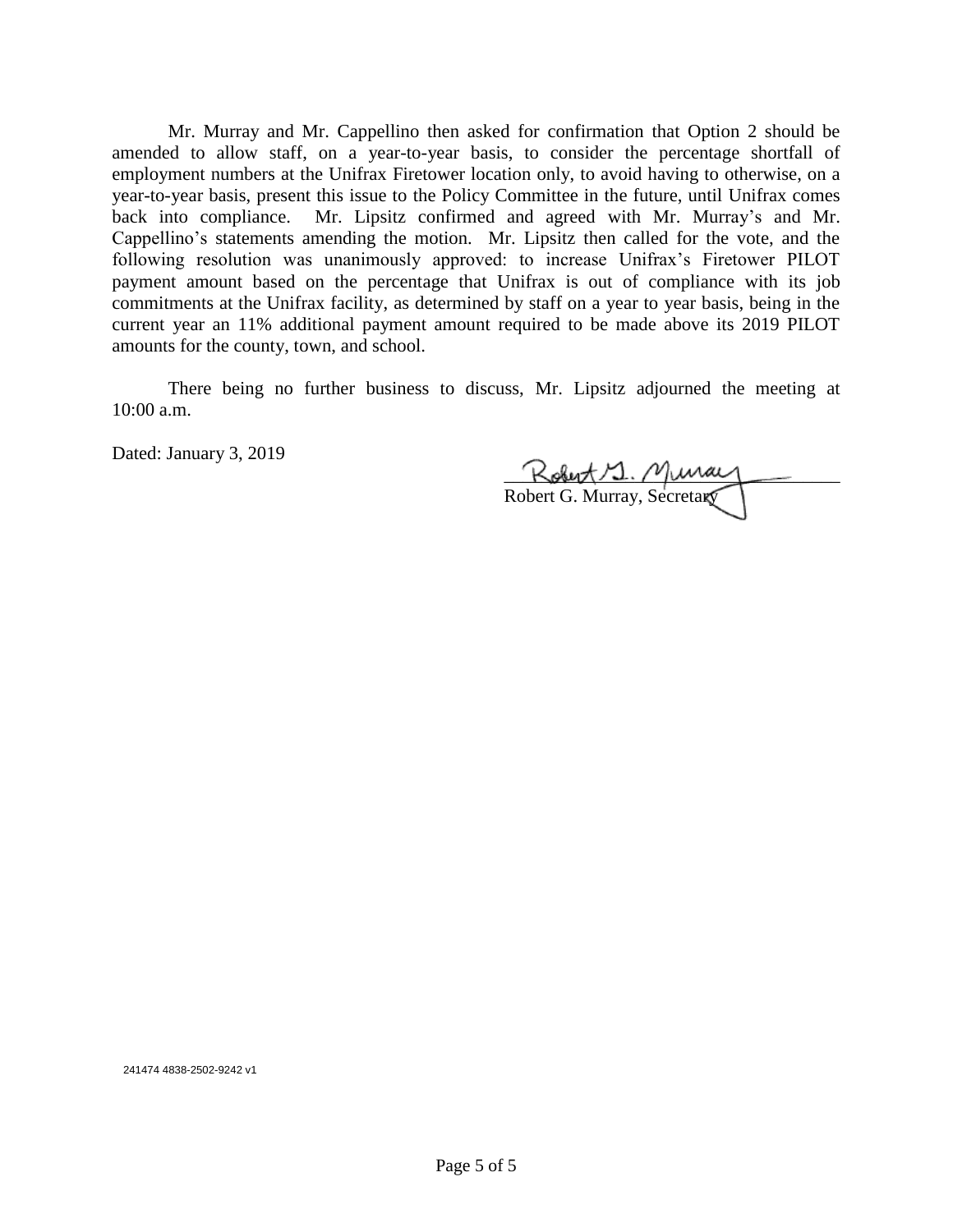Mr. Murray and Mr. Cappellino then asked for confirmation that Option 2 should be amended to allow staff, on a year-to-year basis, to consider the percentage shortfall of employment numbers at the Unifrax Firetower location only, to avoid having to otherwise, on a year-to-year basis, present this issue to the Policy Committee in the future, until Unifrax comes back into compliance. Mr. Lipsitz confirmed and agreed with Mr. Murray's and Mr. Cappellino's statements amending the motion. Mr. Lipsitz then called for the vote, and the following resolution was unanimously approved: to increase Unifrax's Firetower PILOT payment amount based on the percentage that Unifrax is out of compliance with its job commitments at the Unifrax facility, as determined by staff on a year to year basis, being in the current year an 11% additional payment amount required to be made above its 2019 PILOT amounts for the county, town, and school.

There being no further business to discuss, Mr. Lipsitz adjourned the meeting at 10:00 a.m.

Dated: January 3, 2019

Robert G. Murray, Secretary

241474 4838-2502-9242 v1